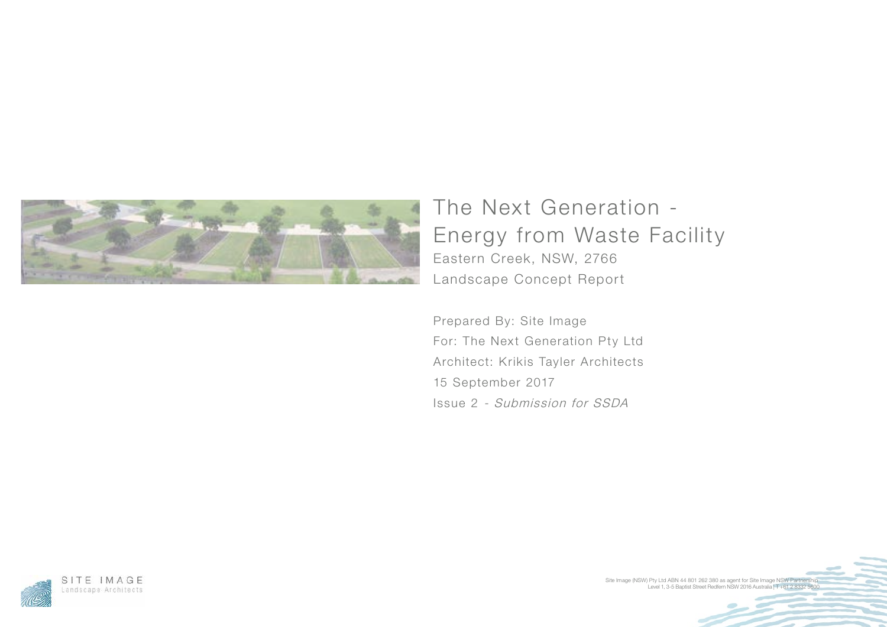# The Next Generation - Energy from Waste Facility

Eastern Creek, NSW, 2766

Landscape Concept Report

Prepared By: Site Image

For: The Next Generation Pty Ltd

Architect: Krikis Tayler Architects

15 September 2017

Issue 2 - *Submission for SSDA*

SITE IMAGE
Landscape Architects

Site Image (NSW) Pty Ltd ABN 44 801 262 380 as agent for Site Image NSW Partnership
Level 1, 3-5 Baptist Street Redfern NSW 2016 Australia | T +61 2 8332 5600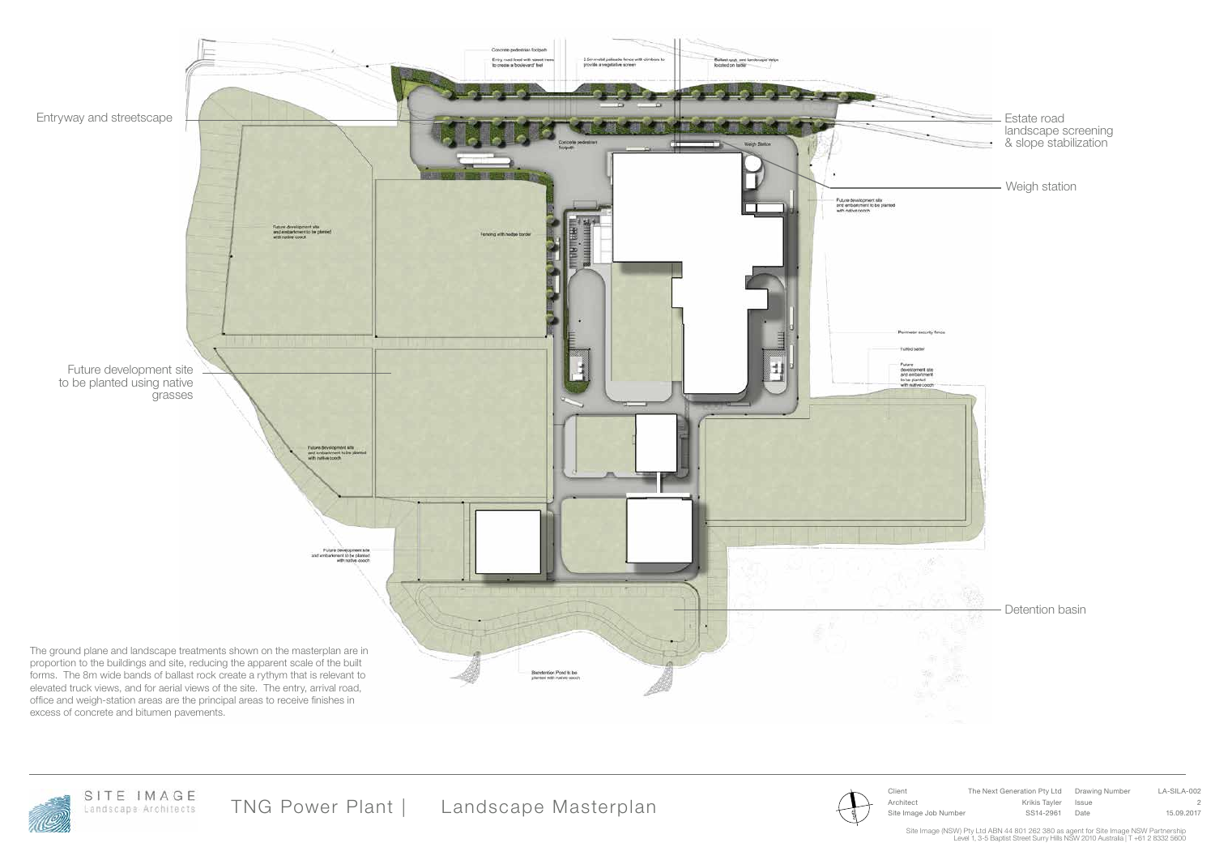Entryway and streetscape

Estate road landscape screening & slope stabilization

Weigh station

Future development site to be planted using native grasses

Detention basin

Concrete pedestrian footpath

Entry road lined with street trees to create a 'boulevard' feel

2.5m metal palisade fence with climbers to provide a vegetative screen

Ballast rock and landscape strips located on batter

Concrete pedestrian footpath

Weigh Station

Future development site and embankment to be planted with native couch

Fencing with hedge border

Future development site and embankment to be planted with native couch

Perimeter security fence

Turfed batter

Future development site and embankment to be planted with native couch

Future development site and embankment to be planted with native couch

Future development site and embankment to be planted with native couch

Detention Pond to be planted with native couch

The ground plane and landscape treatments shown on the masterplan are in proportion to the buildings and site, reducing the apparent scale of the built forms. The 8m wide bands of ballast rock create a rythym that is relevant to elevated truck views, and for aerial views of the site. The entry, arrival road, office and weigh-station areas are the principal areas to receive finishes in excess of concrete and bitumen pavements.

SITE IMAGE
Landscape Architects

TNG Power Plant | Landscape Masterplan

| | | | |
|---|---|---|---|
| Client | The Next Generation Pty Ltd | Drawing Number | LA-SILA-002 |
| Architect | Krikis Tayler | Issue | 2 |
| Site Image Job Number | SS14-2961 | Date | 15.09.2017 |

Site Image (NSW) Pty Ltd ABN 44 801 262 380 as agent for Site Image NSW Partnership
Level 1, 3-5 Baptist Street Surry Hills NSW 2010 Australia | T +61 2 8332 5600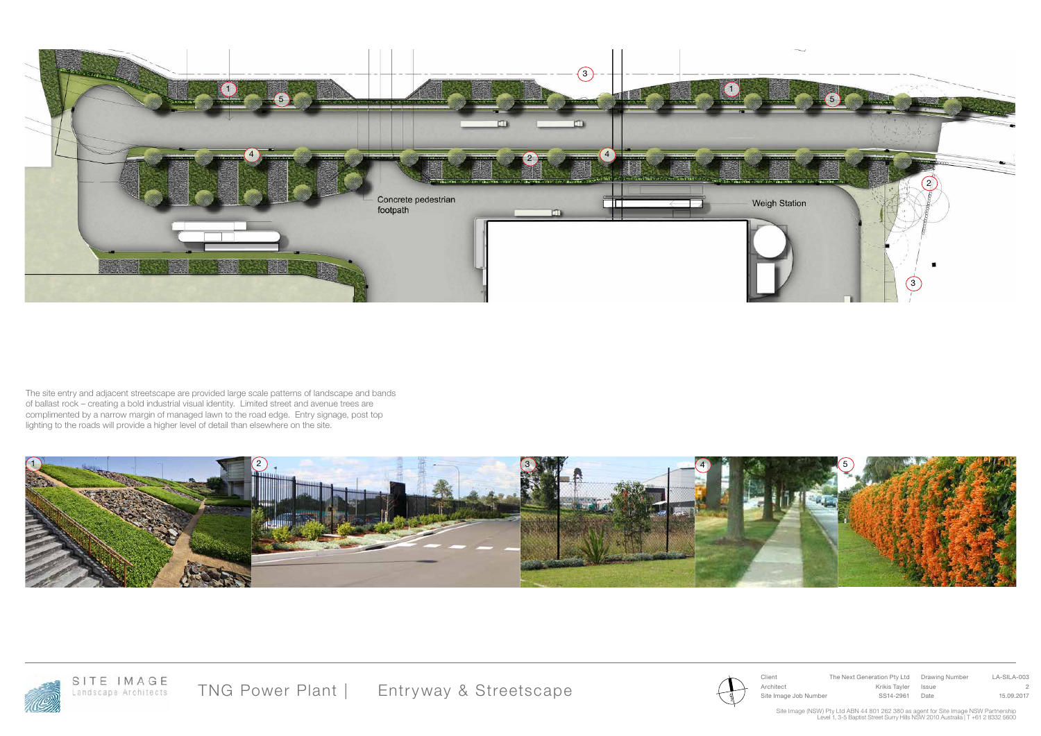Concrete pedestrian footpath

Weigh Station

The site entry and adjacent streetscape are provided large scale patterns of landscape and bands of ballast rock – creating a bold industrial visual identity. Limited street and avenue trees are complimented by a narrow margin of managed lawn to the road edge. Entry signage, post top lighting to the roads will provide a higher level of detail than elsewhere on the site.

1 2 3 4 5

SITE IMAGE Landscape Architects

TNG Power Plant | Entryway & Streetscape

| | | | |
|---|---|---|---|
| Client | The Next Generation Pty Ltd | Drawing Number | LA-SILA-003 |
| Architect | Krikis Tayler | Issue | 2 |
| Site Image Job Number | SS14-2961 | Date | 15.09.2017 |

Site Image (NSW) Pty Ltd ABN 44 801 262 380 as agent for Site Image NSW Partnership
Level 1, 3-5 Baptist Street Surry Hills NSW 2010 Australia | T +61 2 8332 5600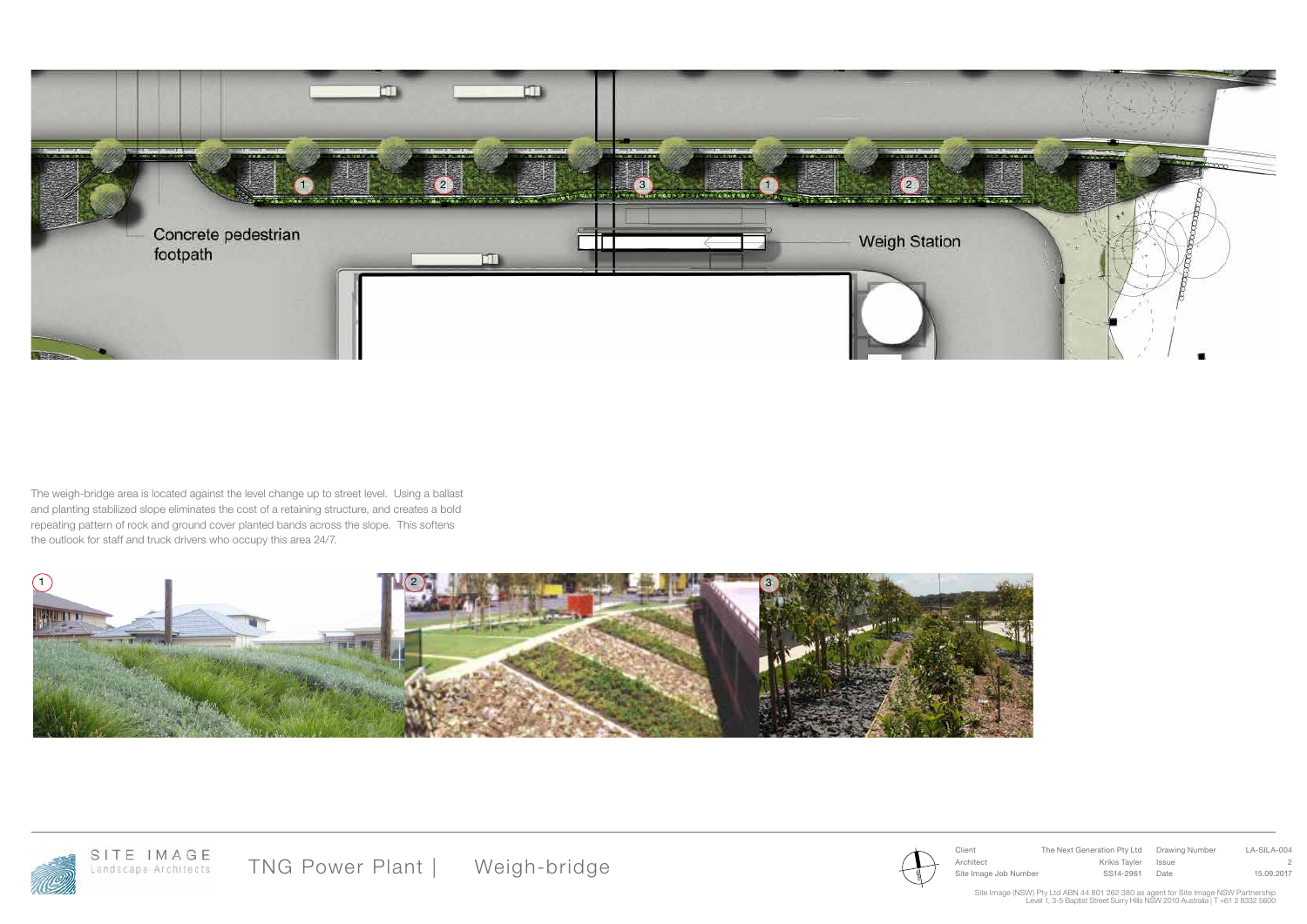Concrete pedestrian footpath

Weigh Station

The weigh-bridge area is located against the level change up to street level. Using a ballast and planting stabilized slope eliminates the cost of a retaining structure, and creates a bold repeating pattern of rock and ground cover planted bands across the slope. This softens the outlook for staff and truck drivers who occupy this area 24/7.

SITE IMAGE Landscape Architects

TNG Power Plant | Weigh-bridge

| | | | |
|---|---|---|---|
| Client | The Next Generation Pty Ltd | Drawing Number | LA-SILA-004 |
| Architect | Krikis Tayler | Issue | 2 |
| Site Image Job Number | SS14-2961 | Date | 15.09.2017 |

Site Image (NSW) Pty Ltd ABN 44 801 262 380 as agent for Site Image NSW Partnership
Level 1, 3-5 Baptist Street Surry Hills NSW 2010 Australia | T +61 2 8332 5600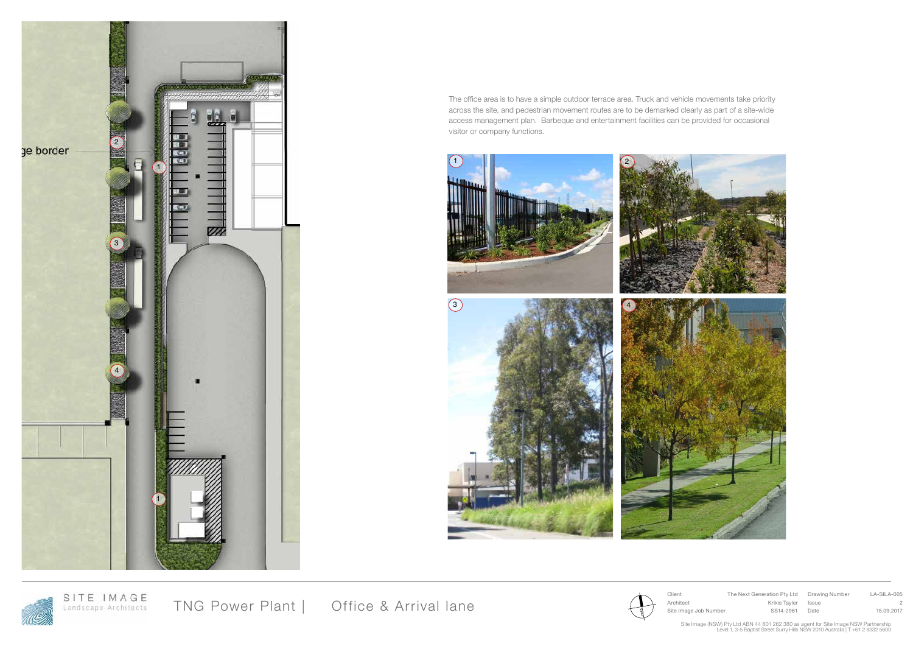ge border

The office area is to have a simple outdoor terrace area. Truck and vehicle movements take priority across the site, and pedestrian movement routes are to be demarked clearly as part of a site-wide access management plan. Barbeque and entertainment facilities can be provided for occasional visitor or company functions.

SITE IMAGE
Landscape Architects

# TNG Power Plant | Office & Arrival lane

| Client | The Next Generation Pty Ltd | Drawing Number | LA-SILA-005 |
|---|---|---|---|
| Architect | Krikis Tayler | Issue | 2 |
| Site Image Job Number | SS14-2961 | Date | 15.09.2017 |

Site Image (NSW) Pty Ltd ABN 44 801 262 380 as agent for Site Image NSW Partnership
Level 1, 3-5 Baptist Street Surry Hills NSW 2010 Australia | T +61 2 8332 5600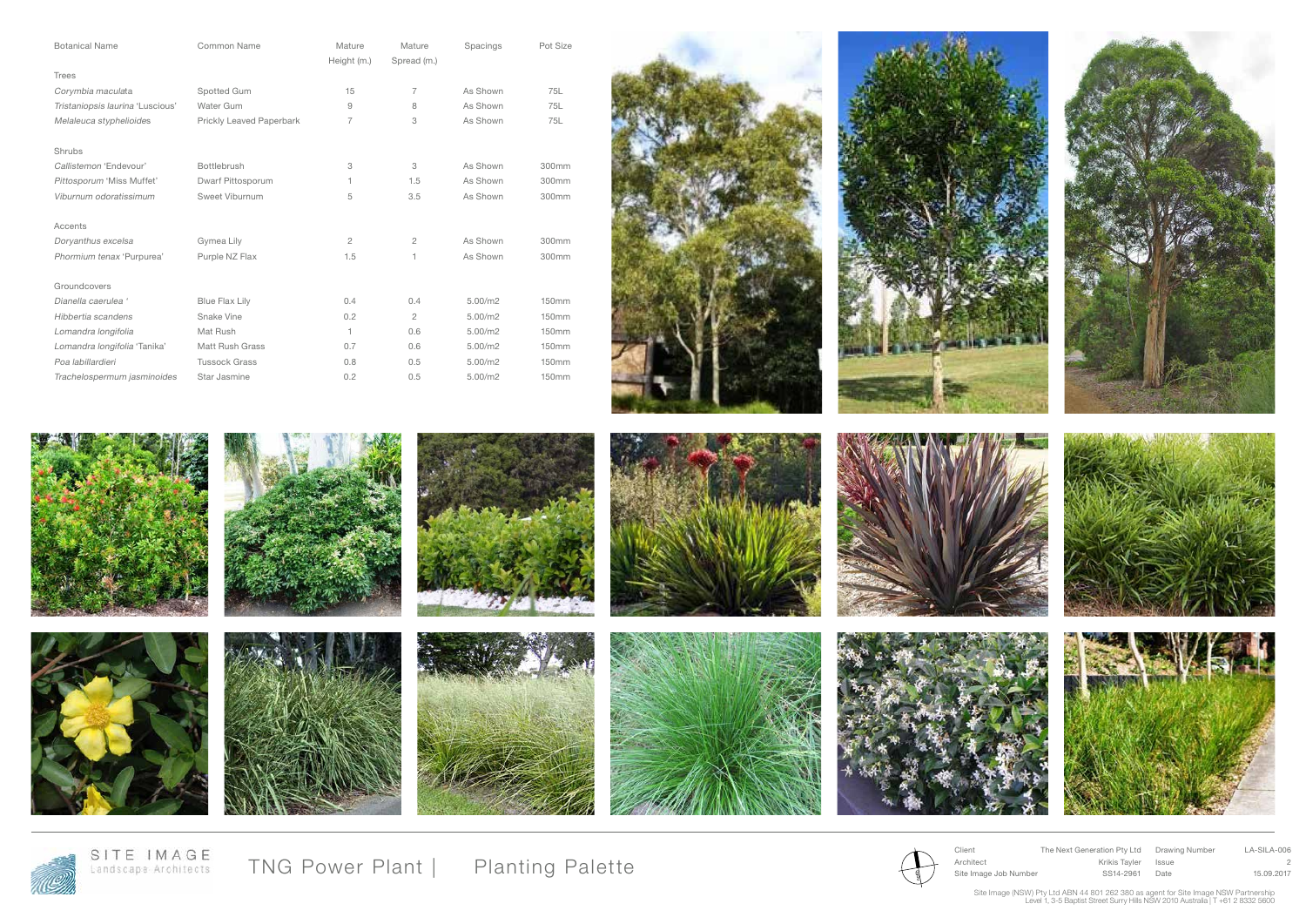| Botanical Name | Common Name | Mature Height (m.) | Mature Spread (m.) | Spacings | Pot Size |
|---|---|---|---|---|---|
| Trees | | | | | |
| *Corymbia maculata* | Spotted Gum | 15 | 7 | As Shown | 75L |
| *Tristaniopsis laurina* 'Luscious' | Water Gum | 9 | 8 | As Shown | 75L |
| *Melaleuca styphelioides* | Prickly Leaved Paperbark | 7 | 3 | As Shown | 75L |
| Shrubs | | | | | |
| *Callistemon* 'Endevour' | Bottlebrush | 3 | 3 | As Shown | 300mm |
| *Pittosporum* 'Miss Muffet' | Dwarf Pittosporum | 1 | 1.5 | As Shown | 300mm |
| *Viburnum odoratissimum* | Sweet Viburnum | 5 | 3.5 | As Shown | 300mm |
| Accents | | | | | |
| *Doryanthus excelsa* | Gymea Lily | 2 | 2 | As Shown | 300mm |
| *Phormium tenax* 'Purpurea' | Purple NZ Flax | 1.5 | 1 | As Shown | 300mm |
| Groundcovers | | | | | |
| *Dianella caerulea* ' | Blue Flax Lily | 0.4 | 0.4 | 5.00/m2 | 150mm |
| *Hibbertia scandens* | Snake Vine | 0.2 | 2 | 5.00/m2 | 150mm |
| *Lomandra longifolia* | Mat Rush | 1 | 0.6 | 5.00/m2 | 150mm |
| *Lomandra longifolia* 'Tanika' | Matt Rush Grass | 0.7 | 0.6 | 5.00/m2 | 150mm |
| *Poa labillardieri* | Tussock Grass | 0.8 | 0.5 | 5.00/m2 | 150mm |
| *Trachelospermum jasminoides* | Star Jasmine | 0.2 | 0.5 | 5.00/m2 | 150mm |

SITE IMAGE Landscape Architects

# TNG Power Plant | Planting Palette

| | | | |
|---|---|---|---|
| Client | The Next Generation Pty Ltd | Drawing Number | LA-SILA-006 |
| Architect | Krikis Tayler | Issue | 2 |
| Site Image Job Number | SS14-2961 | Date | 15.09.2017 |

Site Image (NSW) Pty Ltd ABN 44 801 262 380 as agent for Site Image NSW Partnership
Level 1, 3-5 Baptist Street Surry Hills NSW 2010 Australia | T +61 2 8332 5600